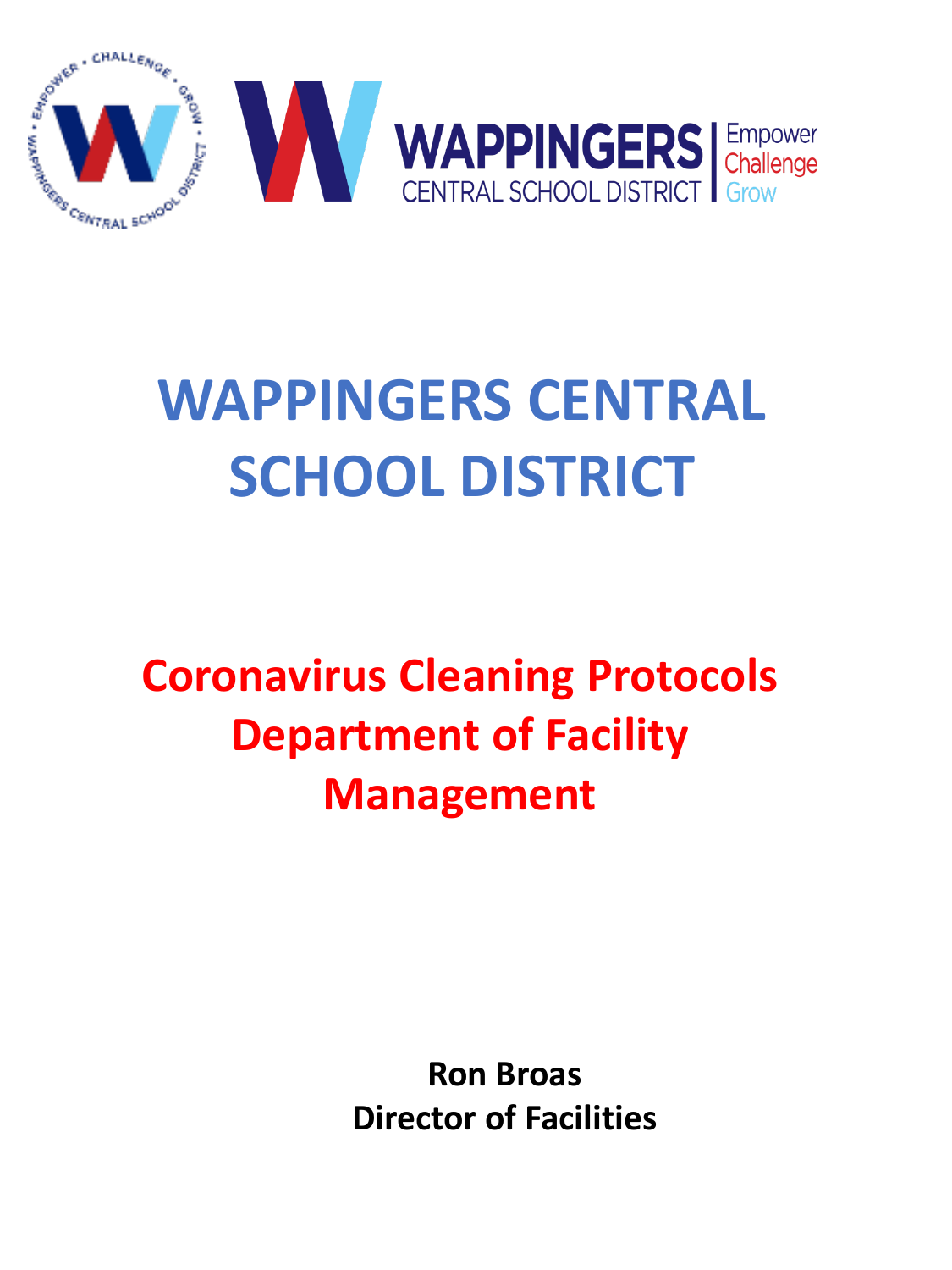# WAPPINGERS CENTRAL SCHOOL DISTRICT

## Coronavirus Cleaning Protocols Department of Facility Management

**Ron Broas**
**Director of Facilities**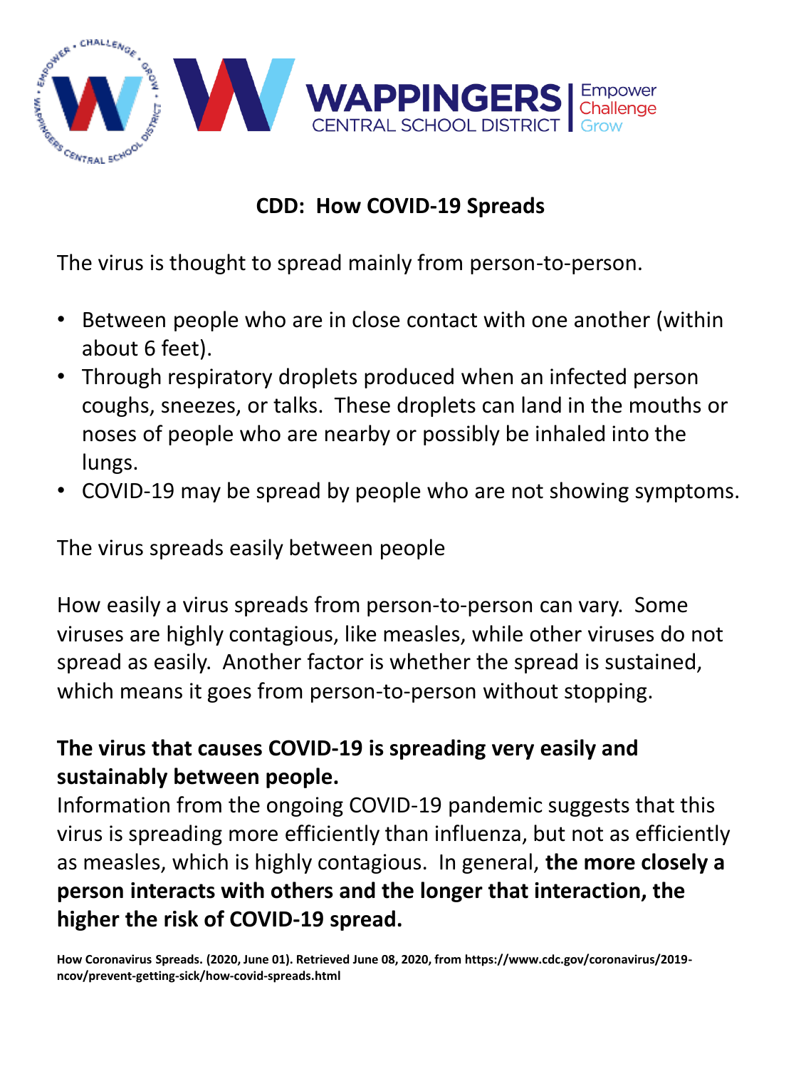## CDD: How COVID-19 Spreads

The virus is thought to spread mainly from person-to-person.

- Between people who are in close contact with one another (within about 6 feet).
- Through respiratory droplets produced when an infected person coughs, sneezes, or talks. These droplets can land in the mouths or noses of people who are nearby or possibly be inhaled into the lungs.
- COVID-19 may be spread by people who are not showing symptoms.

The virus spreads easily between people

How easily a virus spreads from person-to-person can vary. Some viruses are highly contagious, like measles, while other viruses do not spread as easily. Another factor is whether the spread is sustained, which means it goes from person-to-person without stopping.

**The virus that causes COVID-19 is spreading very easily and sustainably between people.**

Information from the ongoing COVID-19 pandemic suggests that this virus is spreading more efficiently than influenza, but not as efficiently as measles, which is highly contagious. In general, **the more closely a person interacts with others and the longer that interaction, the higher the risk of COVID-19 spread.**

**How Coronavirus Spreads. (2020, June 01). Retrieved June 08, 2020, from https://www.cdc.gov/coronavirus/2019-ncov/prevent-getting-sick/how-covid-spreads.html**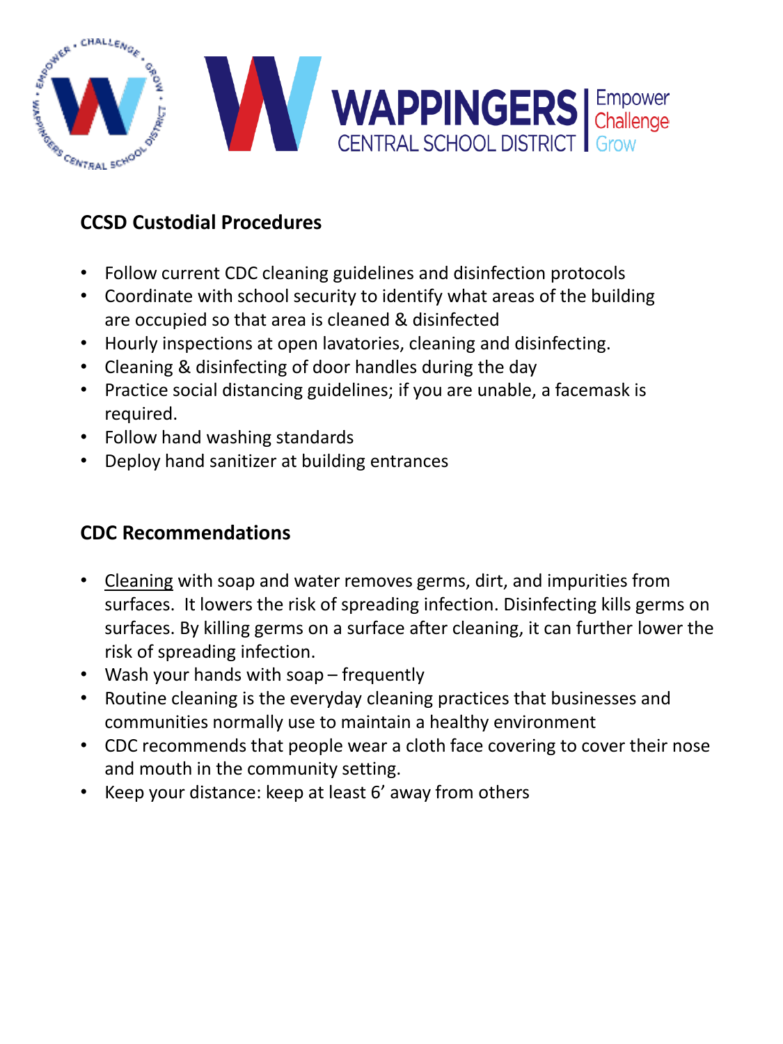## CCSD Custodial Procedures

- Follow current CDC cleaning guidelines and disinfection protocols
- Coordinate with school security to identify what areas of the building are occupied so that area is cleaned & disinfected
- Hourly inspections at open lavatories, cleaning and disinfecting.
- Cleaning & disinfecting of door handles during the day
- Practice social distancing guidelines; if you are unable, a facemask is required.
- Follow hand washing standards
- Deploy hand sanitizer at building entrances

## CDC Recommendations

- Cleaning with soap and water removes germs, dirt, and impurities from surfaces. It lowers the risk of spreading infection. Disinfecting kills germs on surfaces. By killing germs on a surface after cleaning, it can further lower the risk of spreading infection.
- Wash your hands with soap – frequently
- Routine cleaning is the everyday cleaning practices that businesses and communities normally use to maintain a healthy environment
- CDC recommends that people wear a cloth face covering to cover their nose and mouth in the community setting.
- Keep your distance: keep at least 6' away from others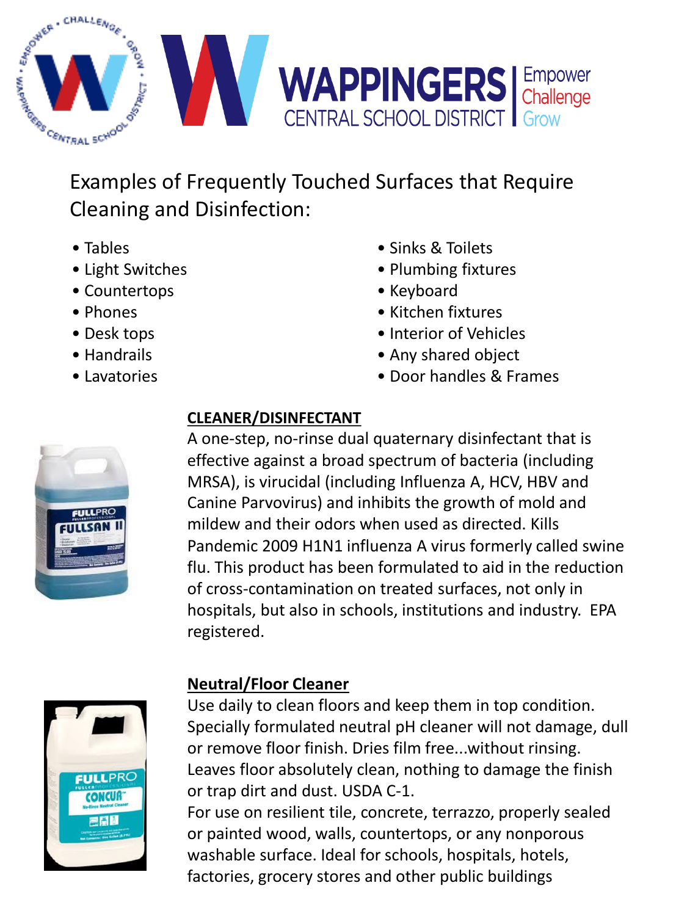## Examples of Frequently Touched Surfaces that Require Cleaning and Disinfection:

- Tables
- Light Switches
- Countertops
- Phones
- Desk tops
- Handrails
- Lavatories
- Sinks & Toilets
- Plumbing fixtures
- Keyboard
- Kitchen fixtures
- Interior of Vehicles
- Any shared object
- Door handles & Frames

**CLEANER/DISINFECTANT**

A one-step, no-rinse dual quaternary disinfectant that is effective against a broad spectrum of bacteria (including MRSA), is virucidal (including Influenza A, HCV, HBV and Canine Parvovirus) and inhibits the growth of mold and mildew and their odors when used as directed. Kills Pandemic 2009 H1N1 influenza A virus formerly called swine flu. This product has been formulated to aid in the reduction of cross-contamination on treated surfaces, not only in hospitals, but also in schools, institutions and industry. EPA registered.

**Neutral/Floor Cleaner**

Use daily to clean floors and keep them in top condition. Specially formulated neutral pH cleaner will not damage, dull or remove floor finish. Dries film free...without rinsing. Leaves floor absolutely clean, nothing to damage the finish or trap dirt and dust. USDA C-1.

For use on resilient tile, concrete, terrazzo, properly sealed or painted wood, walls, countertops, or any nonporous washable surface. Ideal for schools, hospitals, hotels, factories, grocery stores and other public buildings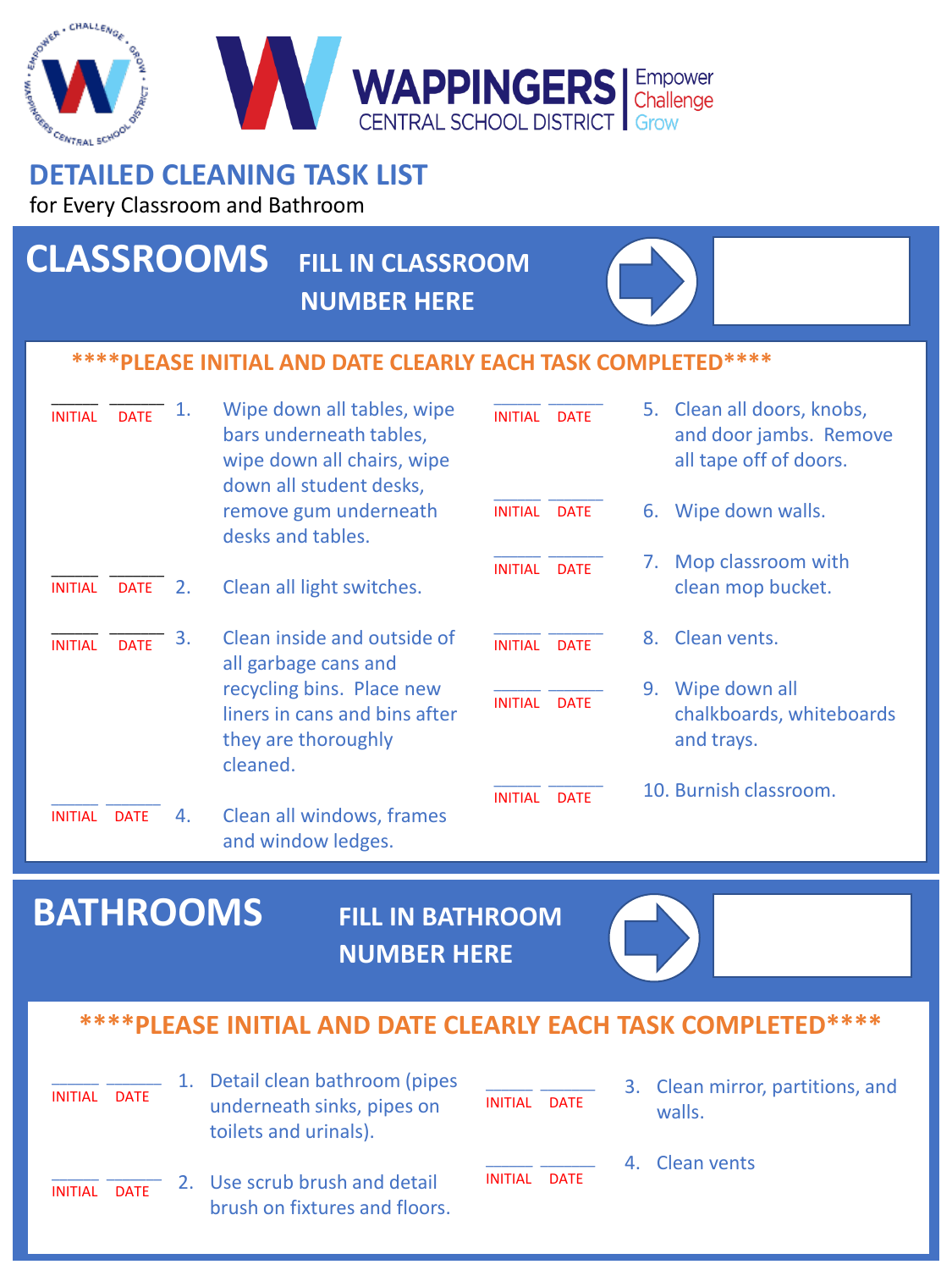WAPPINGERS CENTRAL SCHOOL DISTRICT | Empower Challenge Grow

# DETAILED CLEANING TASK LIST

for Every Classroom and Bathroom

## CLASSROOMS

FILL IN CLASSROOM NUMBER HERE

****PLEASE INITIAL AND DATE CLEARLY EACH TASK COMPLETED****

_____ _____ INITIAL DATE 1. Wipe down all tables, wipe bars underneath tables, wipe down all chairs, wipe down all student desks, remove gum underneath desks and tables.

_____ _____ INITIAL DATE 2. Clean all light switches.

_____ _____ INITIAL DATE 3. Clean inside and outside of all garbage cans and recycling bins. Place new liners in cans and bins after they are thoroughly cleaned.

_____ _____ INITIAL DATE 4. Clean all windows, frames and window ledges.

_____ _____ INITIAL DATE 5. Clean all doors, knobs, and door jambs. Remove all tape off of doors.

_____ _____ INITIAL DATE 6. Wipe down walls.

_____ _____ INITIAL DATE 7. Mop classroom with clean mop bucket.

_____ _____ INITIAL DATE 8. Clean vents.

_____ _____ INITIAL DATE 9. Wipe down all chalkboards, whiteboards and trays.

_____ _____ INITIAL DATE 10. Burnish classroom.

## BATHROOMS

FILL IN BATHROOM NUMBER HERE

****PLEASE INITIAL AND DATE CLEARLY EACH TASK COMPLETED****

_____ _____ INITIAL DATE 1. Detail clean bathroom (pipes underneath sinks, pipes on toilets and urinals).

_____ _____ INITIAL DATE 2. Use scrub brush and detail brush on fixtures and floors.

_____ _____ INITIAL DATE 3. Clean mirror, partitions, and walls.

_____ _____ INITIAL DATE 4. Clean vents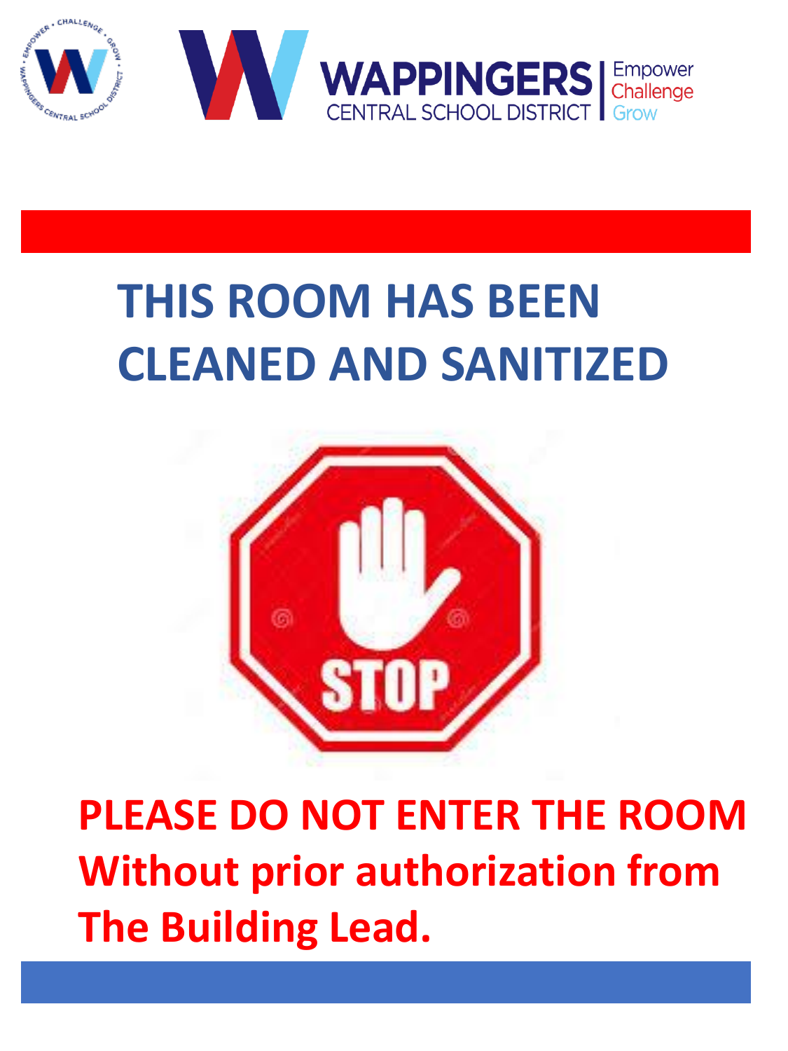WAPPINGERS CENTRAL SCHOOL DISTRICT | Empower Challenge Grow

# THIS ROOM HAS BEEN CLEANED AND SANITIZED

STOP

**PLEASE DO NOT ENTER THE ROOM Without prior authorization from The Building Lead.**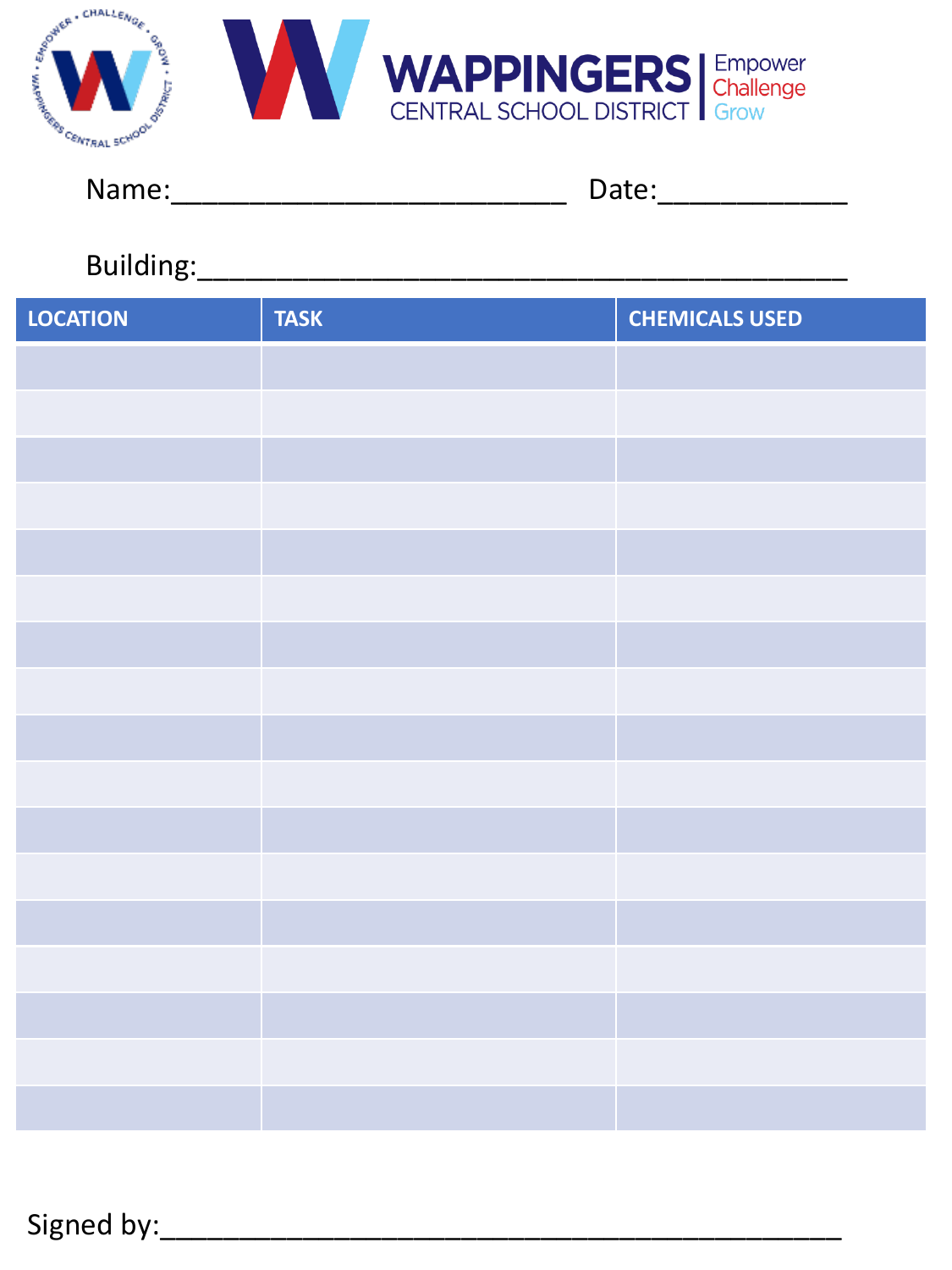WAPPINGERS CENTRAL SCHOOL DISTRICT | Empower Challenge Grow

Name:__________________________ Date:____________

Building:____________________________________________

| LOCATION | TASK | CHEMICALS USED |
|---|---|---|
| | | |
| | | |
| | | |
| | | |
| | | |
| | | |
| | | |
| | | |
| | | |
| | | |
| | | |
| | | |
| | | |
| | | |
| | | |
| | | |
| | | |

Signed by:____________________________________________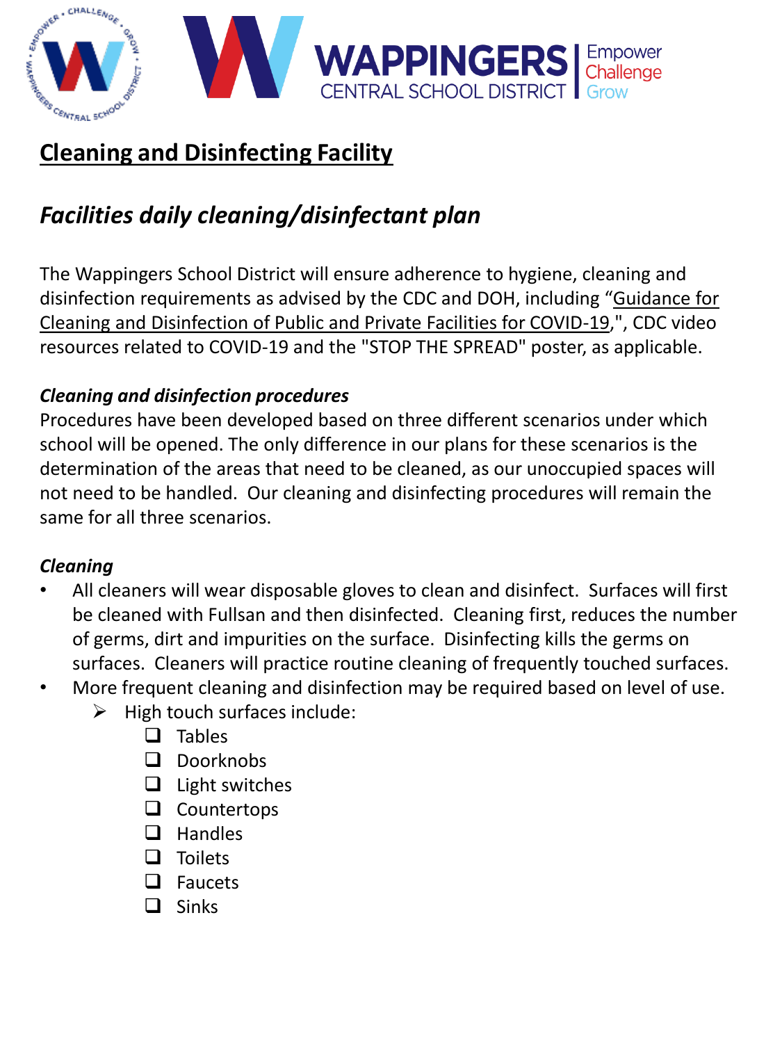## Cleaning and Disinfecting Facility

### *Facilities daily cleaning/disinfectant plan*

The Wappingers School District will ensure adherence to hygiene, cleaning and disinfection requirements as advised by the CDC and DOH, including "Guidance for Cleaning and Disinfection of Public and Private Facilities for COVID-19,", CDC video resources related to COVID-19 and the "STOP THE SPREAD" poster, as applicable.

***Cleaning and disinfection procedures***

Procedures have been developed based on three different scenarios under which school will be opened. The only difference in our plans for these scenarios is the determination of the areas that need to be cleaned, as our unoccupied spaces will not need to be handled. Our cleaning and disinfecting procedures will remain the same for all three scenarios.

***Cleaning***

- All cleaners will wear disposable gloves to clean and disinfect. Surfaces will first be cleaned with Fullsan and then disinfected. Cleaning first, reduces the number of germs, dirt and impurities on the surface. Disinfecting kills the germs on surfaces. Cleaners will practice routine cleaning of frequently touched surfaces.
- More frequent cleaning and disinfection may be required based on level of use.
  - High touch surfaces include:
    - Tables
    - Doorknobs
    - Light switches
    - Countertops
    - Handles
    - Toilets
    - Faucets
    - Sinks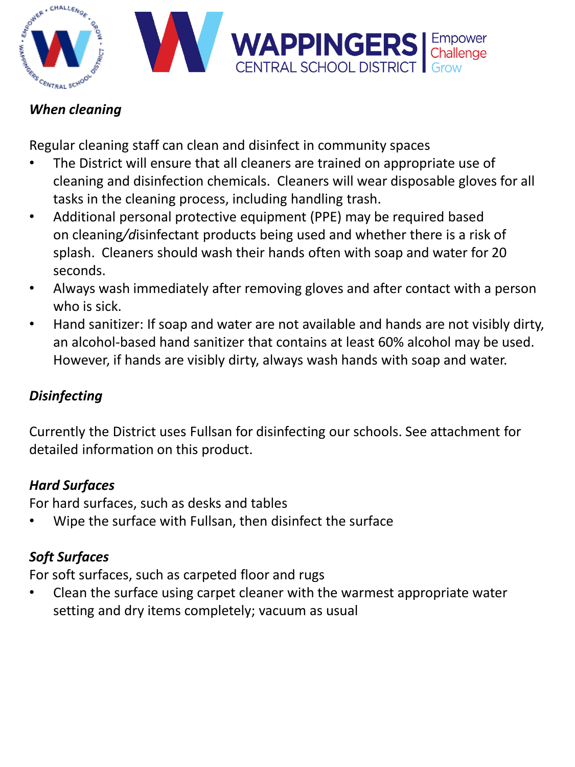***When cleaning***

Regular cleaning staff can clean and disinfect in community spaces

- The District will ensure that all cleaners are trained on appropriate use of cleaning and disinfection chemicals. Cleaners will wear disposable gloves for all tasks in the cleaning process, including handling trash.
- Additional personal protective equipment (PPE) may be required based on cleaning/disinfectant products being used and whether there is a risk of splash. Cleaners should wash their hands often with soap and water for 20 seconds.
- Always wash immediately after removing gloves and after contact with a person who is sick.
- Hand sanitizer: If soap and water are not available and hands are not visibly dirty, an alcohol-based hand sanitizer that contains at least 60% alcohol may be used. However, if hands are visibly dirty, always wash hands with soap and water.

***Disinfecting***

Currently the District uses Fullsan for disinfecting our schools. See attachment for detailed information on this product.

***Hard Surfaces***

For hard surfaces, such as desks and tables

- Wipe the surface with Fullsan, then disinfect the surface

***Soft Surfaces***

For soft surfaces, such as carpeted floor and rugs

- Clean the surface using carpet cleaner with the warmest appropriate water setting and dry items completely; vacuum as usual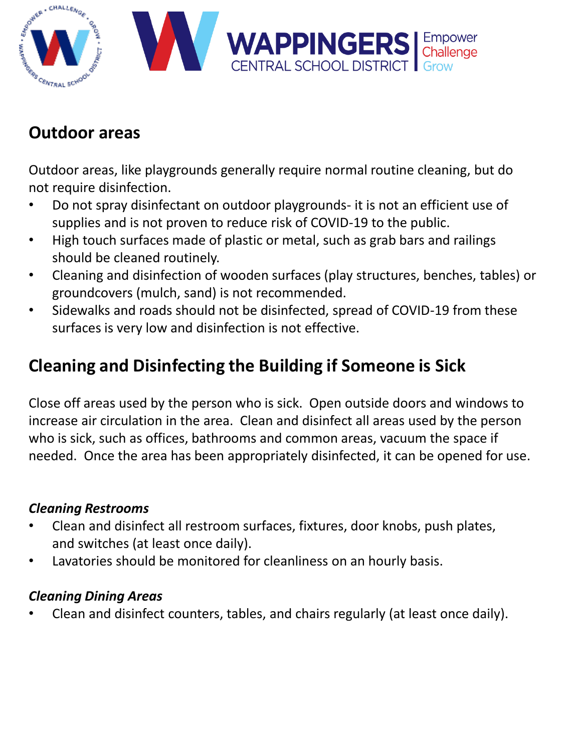## Outdoor areas

Outdoor areas, like playgrounds generally require normal routine cleaning, but do not require disinfection.

- Do not spray disinfectant on outdoor playgrounds- it is not an efficient use of supplies and is not proven to reduce risk of COVID-19 to the public.
- High touch surfaces made of plastic or metal, such as grab bars and railings should be cleaned routinely.
- Cleaning and disinfection of wooden surfaces (play structures, benches, tables) or groundcovers (mulch, sand) is not recommended.
- Sidewalks and roads should not be disinfected, spread of COVID-19 from these surfaces is very low and disinfection is not effective.

## Cleaning and Disinfecting the Building if Someone is Sick

Close off areas used by the person who is sick. Open outside doors and windows to increase air circulation in the area. Clean and disinfect all areas used by the person who is sick, such as offices, bathrooms and common areas, vacuum the space if needed. Once the area has been appropriately disinfected, it can be opened for use.

### *Cleaning Restrooms*

- Clean and disinfect all restroom surfaces, fixtures, door knobs, push plates, and switches (at least once daily).
- Lavatories should be monitored for cleanliness on an hourly basis.

### *Cleaning Dining Areas*

- Clean and disinfect counters, tables, and chairs regularly (at least once daily).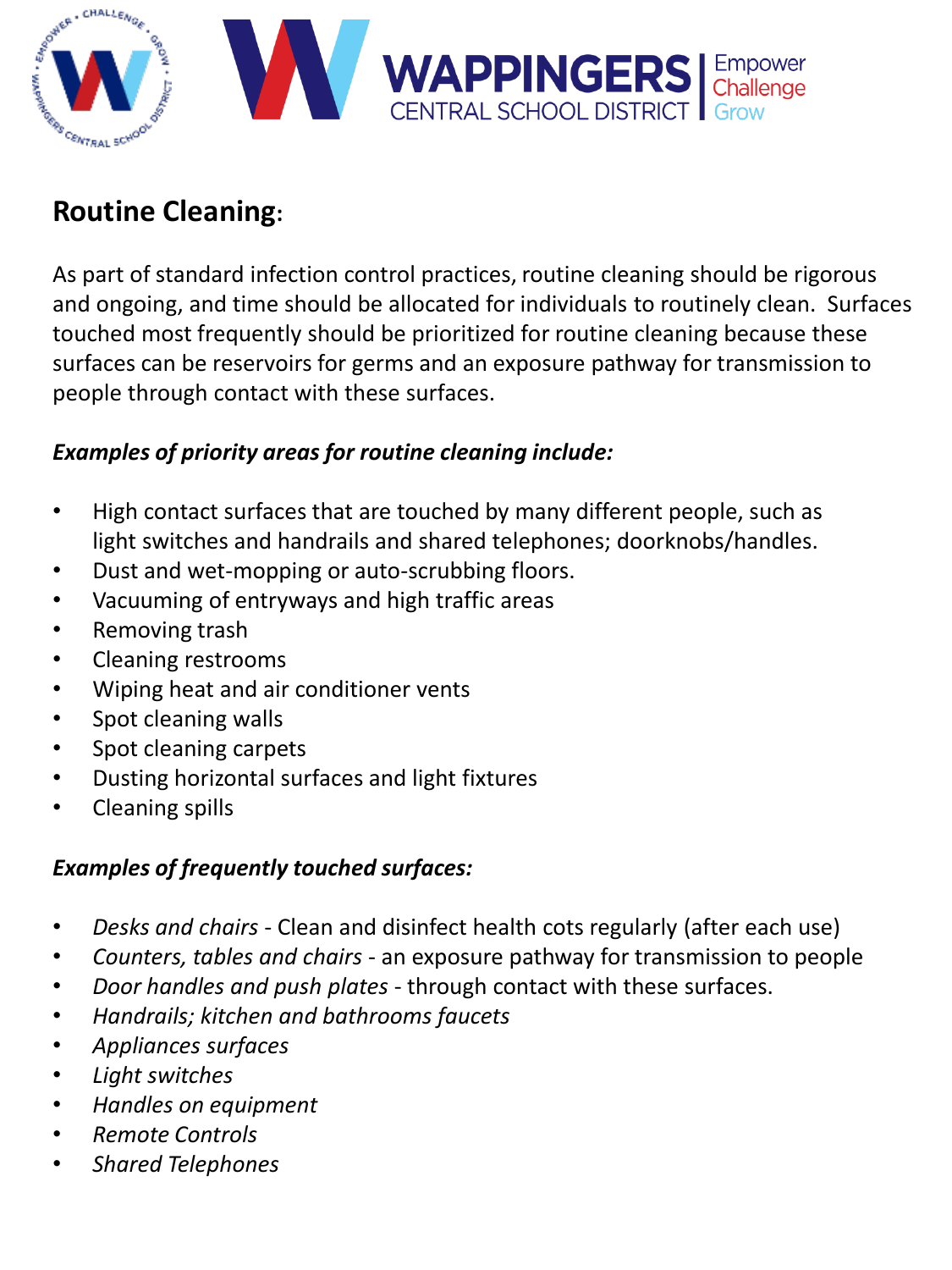## Routine Cleaning:

As part of standard infection control practices, routine cleaning should be rigorous and ongoing, and time should be allocated for individuals to routinely clean. Surfaces touched most frequently should be prioritized for routine cleaning because these surfaces can be reservoirs for germs and an exposure pathway for transmission to people through contact with these surfaces.

***Examples of priority areas for routine cleaning include:***

- High contact surfaces that are touched by many different people, such as light switches and handrails and shared telephones; doorknobs/handles.
- Dust and wet-mopping or auto-scrubbing floors.
- Vacuuming of entryways and high traffic areas
- Removing trash
- Cleaning restrooms
- Wiping heat and air conditioner vents
- Spot cleaning walls
- Spot cleaning carpets
- Dusting horizontal surfaces and light fixtures
- Cleaning spills

***Examples of frequently touched surfaces:***

- *Desks and chairs* - Clean and disinfect health cots regularly (after each use)
- *Counters, tables and chairs* - an exposure pathway for transmission to people
- *Door handles and push plates* - through contact with these surfaces.
- *Handrails; kitchen and bathrooms faucets*
- *Appliances surfaces*
- *Light switches*
- *Handles on equipment*
- *Remote Controls*
- *Shared Telephones*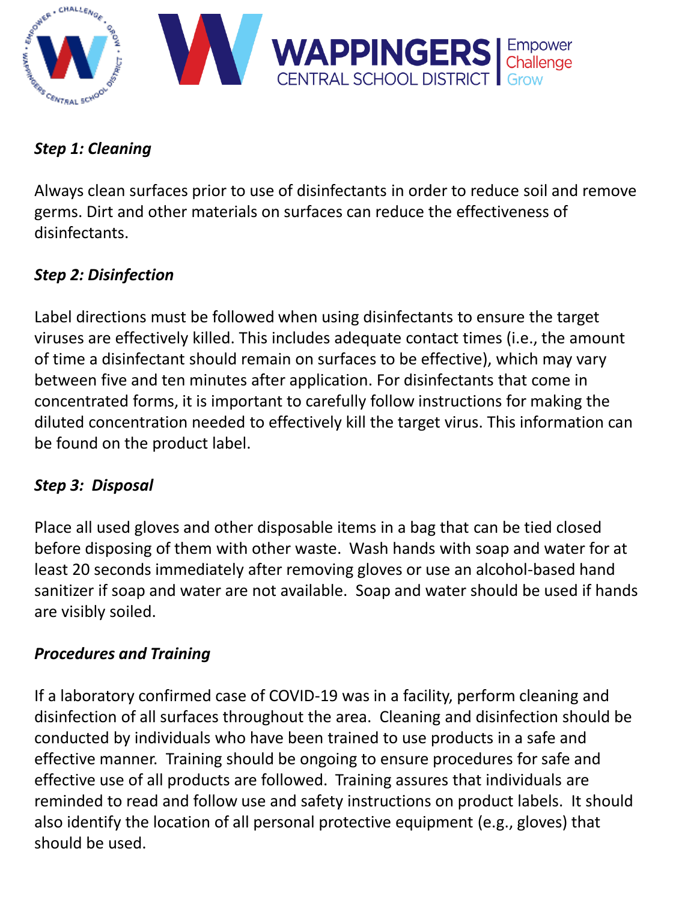***Step 1: Cleaning***

Always clean surfaces prior to use of disinfectants in order to reduce soil and remove germs. Dirt and other materials on surfaces can reduce the effectiveness of disinfectants.

***Step 2: Disinfection***

Label directions must be followed when using disinfectants to ensure the target viruses are effectively killed. This includes adequate contact times (i.e., the amount of time a disinfectant should remain on surfaces to be effective), which may vary between five and ten minutes after application. For disinfectants that come in concentrated forms, it is important to carefully follow instructions for making the diluted concentration needed to effectively kill the target virus. This information can be found on the product label.

***Step 3: Disposal***

Place all used gloves and other disposable items in a bag that can be tied closed before disposing of them with other waste. Wash hands with soap and water for at least 20 seconds immediately after removing gloves or use an alcohol-based hand sanitizer if soap and water are not available. Soap and water should be used if hands are visibly soiled.

***Procedures and Training***

If a laboratory confirmed case of COVID-19 was in a facility, perform cleaning and disinfection of all surfaces throughout the area. Cleaning and disinfection should be conducted by individuals who have been trained to use products in a safe and effective manner. Training should be ongoing to ensure procedures for safe and effective use of all products are followed. Training assures that individuals are reminded to read and follow use and safety instructions on product labels. It should also identify the location of all personal protective equipment (e.g., gloves) that should be used.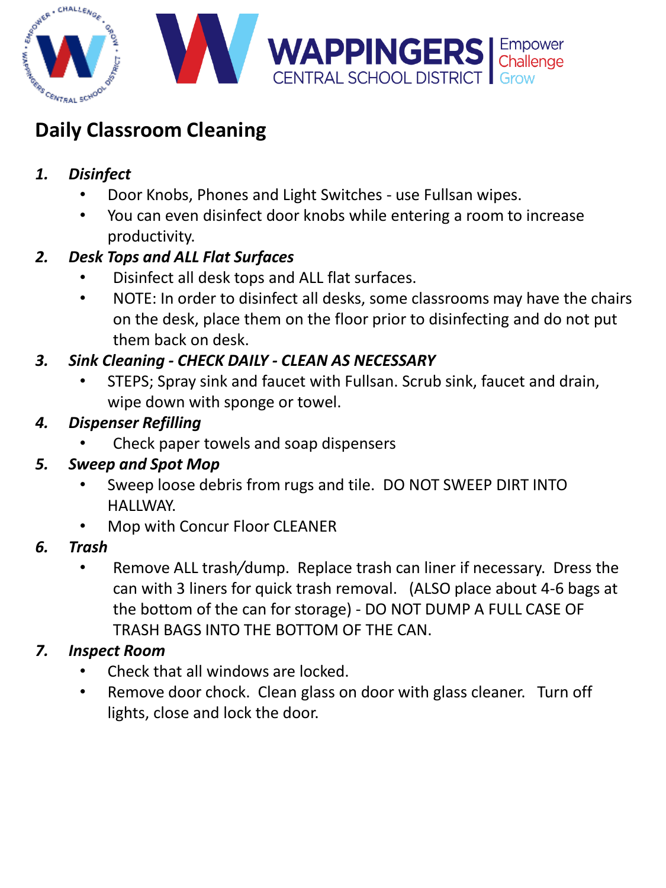# Daily Classroom Cleaning

1. ***Disinfect***
   - Door Knobs, Phones and Light Switches - use Fullsan wipes.
   - You can even disinfect door knobs while entering a room to increase productivity.
2. ***Desk Tops and ALL Flat Surfaces***
   - Disinfect all desk tops and ALL flat surfaces.
   - NOTE: In order to disinfect all desks, some classrooms may have the chairs on the desk, place them on the floor prior to disinfecting and do not put them back on desk.
3. ***Sink Cleaning - CHECK DAILY - CLEAN AS NECESSARY***
   - STEPS; Spray sink and faucet with Fullsan. Scrub sink, faucet and drain, wipe down with sponge or towel.
4. ***Dispenser Refilling***
   - Check paper towels and soap dispensers
5. ***Sweep and Spot Mop***
   - Sweep loose debris from rugs and tile. DO NOT SWEEP DIRT INTO HALLWAY.
   - Mop with Concur Floor CLEANER
6. ***Trash***
   - Remove ALL trash/dump. Replace trash can liner if necessary. Dress the can with 3 liners for quick trash removal. (ALSO place about 4-6 bags at the bottom of the can for storage) - DO NOT DUMP A FULL CASE OF TRASH BAGS INTO THE BOTTOM OF THE CAN.
7. ***Inspect Room***
   - Check that all windows are locked.
   - Remove door chock. Clean glass on door with glass cleaner. Turn off lights, close and lock the door.